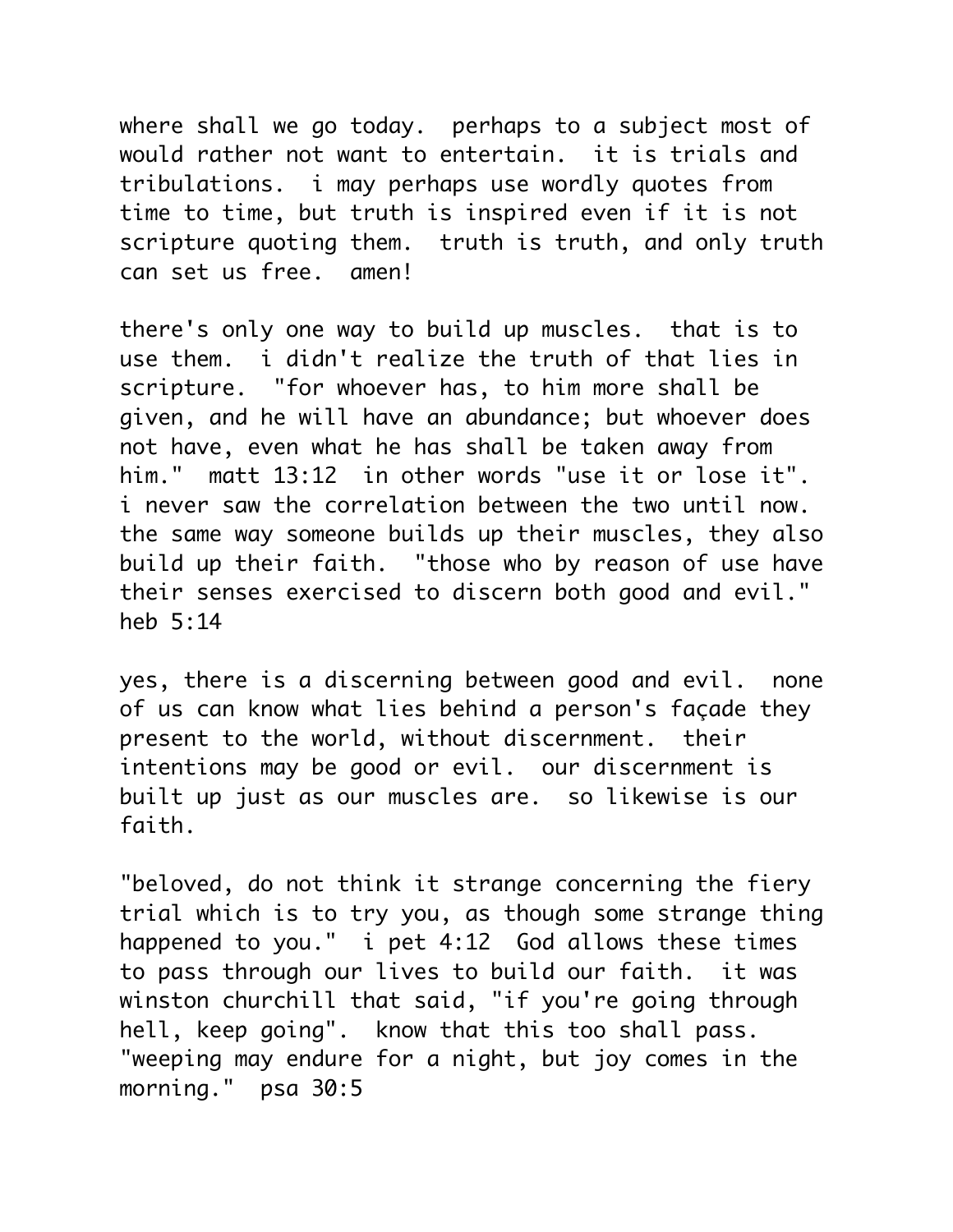where shall we go today.  perhaps to a subject most of would rather not want to entertain.  it is trials and tribulations.  i may perhaps use wordly quotes from time to time, but truth is inspired even if it is not scripture quoting them.  truth is truth, and only truth can set us free.  amen!

there's only one way to build up muscles.  that is to use them.  i didn't realize the truth of that lies in scripture.  "for whoever has, to him more shall be given, and he will have an abundance; but whoever does not have, even what he has shall be taken away from him."  matt 13:12  in other words "use it or lose it".  i never saw the correlation between the two until now.  the same way someone builds up their muscles, they also build up their faith.  "those who by reason of use have their senses exercised to discern both good and evil."  heb 5:14

yes, there is a discerning between good and evil.  none of us can know what lies behind a person's façade they present to the world, without discernment.  their intentions may be good or evil.  our discernment is built up just as our muscles are.  so likewise is our faith.

"beloved, do not think it strange concerning the fiery trial which is to try you, as though some strange thing happened to you."  i pet 4:12  God allows these times to pass through our lives to build our faith.  it was winston churchill that said, "if you're going through hell, keep going".  know that this too shall pass.  "weeping may endure for a night, but joy comes in the morning."  psa 30:5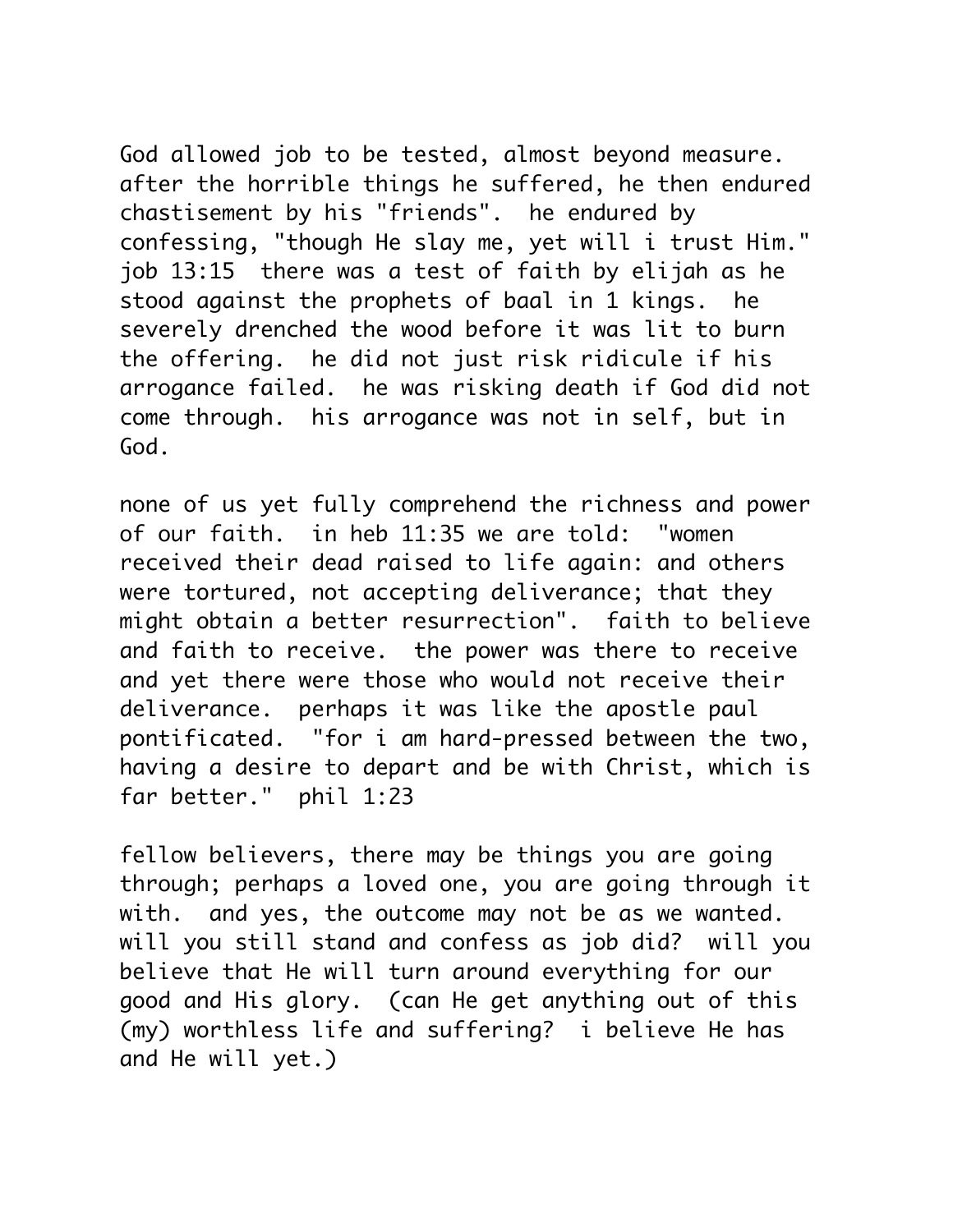God allowed job to be tested, almost beyond measure. after the horrible things he suffered, he then endured chastisement by his "friends". he endured by confessing, "though He slay me, yet will i trust Him." job 13:15 there was a test of faith by elijah as he stood against the prophets of baal in 1 kings. he severely drenched the wood before it was lit to burn the offering. he did not just risk ridicule if his arrogance failed. he was risking death if God did not come through. his arrogance was not in self, but in God.

none of us yet fully comprehend the richness and power of our faith. in heb 11:35 we are told: "women received their dead raised to life again: and others were tortured, not accepting deliverance; that they might obtain a better resurrection". faith to believe and faith to receive. the power was there to receive and yet there were those who would not receive their deliverance. perhaps it was like the apostle paul pontificated. "for i am hard-pressed between the two, having a desire to depart and be with Christ, which is far better." phil 1:23

fellow believers, there may be things you are going through; perhaps a loved one, you are going through it with. and yes, the outcome may not be as we wanted. will you still stand and confess as job did? will you believe that He will turn around everything for our good and His glory. (can He get anything out of this (my) worthless life and suffering? i believe He has and He will yet.)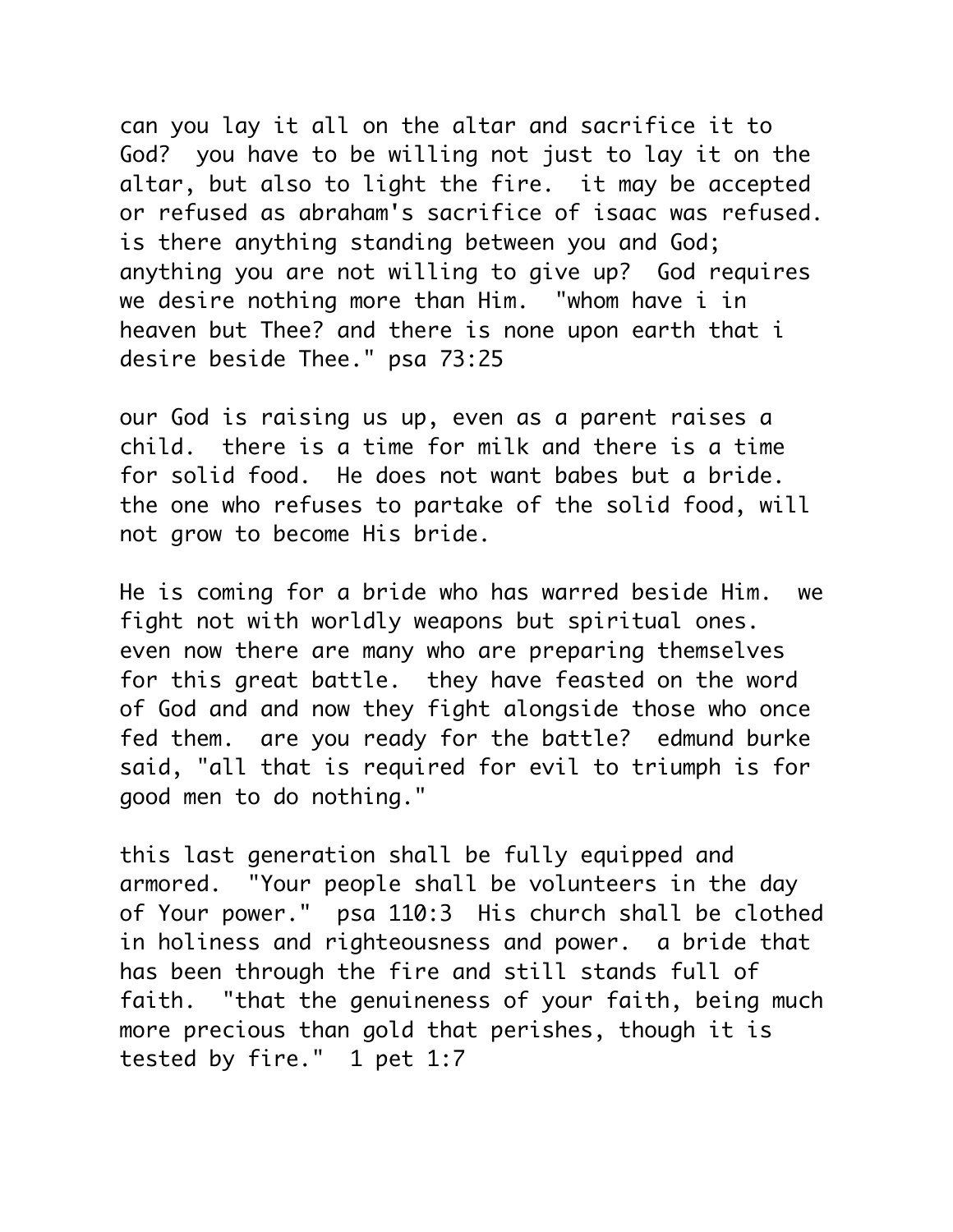can you lay it all on the altar and sacrifice it to God?  you have to be willing not just to lay it on the altar, but also to light the fire.  it may be accepted or refused as abraham's sacrifice of isaac was refused.  is there anything standing between you and God; anything you are not willing to give up?  God requires we desire nothing more than Him.  "whom have i in heaven but Thee? and there is none upon earth that i desire beside Thee." psa 73:25

our God is raising us up, even as a parent raises a child.  there is a time for milk and there is a time for solid food.  He does not want babes but a bride.  the one who refuses to partake of the solid food, will not grow to become His bride.

He is coming for a bride who has warred beside Him.  we fight not with worldly weapons but spiritual ones.  even now there are many who are preparing themselves for this great battle.  they have feasted on the word of God and and now they fight alongside those who once fed them.  are you ready for the battle?  edmund burke said, "all that is required for evil to triumph is for good men to do nothing."

this last generation shall be fully equipped and armored.  "Your people shall be volunteers in the day of Your power."  psa 110:3  His church shall be clothed in holiness and righteousness and power.  a bride that has been through the fire and still stands full of faith.  "that the genuineness of your faith, being much more precious than gold that perishes, though it is tested by fire."  1 pet 1:7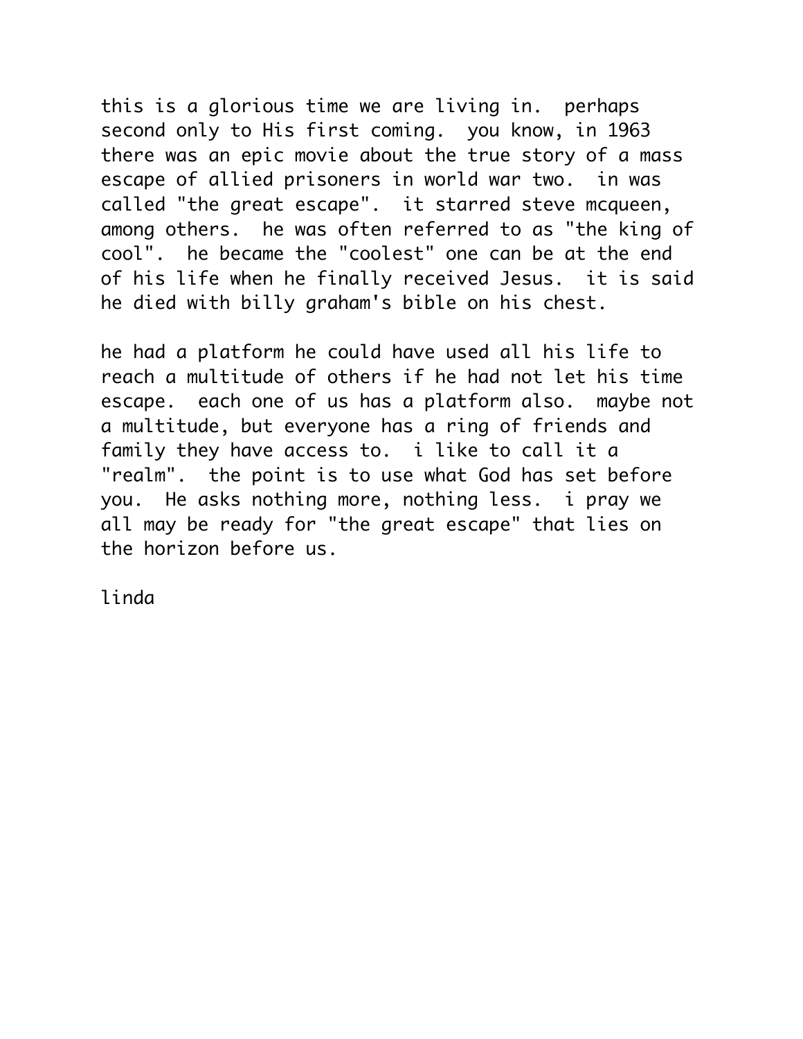this is a glorious time we are living in.  perhaps second only to His first coming.  you know, in 1963 there was an epic movie about the true story of a mass escape of allied prisoners in world war two.  in was called "the great escape".  it starred steve mcqueen, among others.  he was often referred to as "the king of cool".  he became the "coolest" one can be at the end of his life when he finally received Jesus.  it is said he died with billy graham's bible on his chest.

he had a platform he could have used all his life to reach a multitude of others if he had not let his time escape.  each one of us has a platform also.  maybe not a multitude, but everyone has a ring of friends and family they have access to.  i like to call it a "realm".  the point is to use what God has set before you.  He asks nothing more, nothing less.  i pray we all may be ready for "the great escape" that lies on the horizon before us.

linda